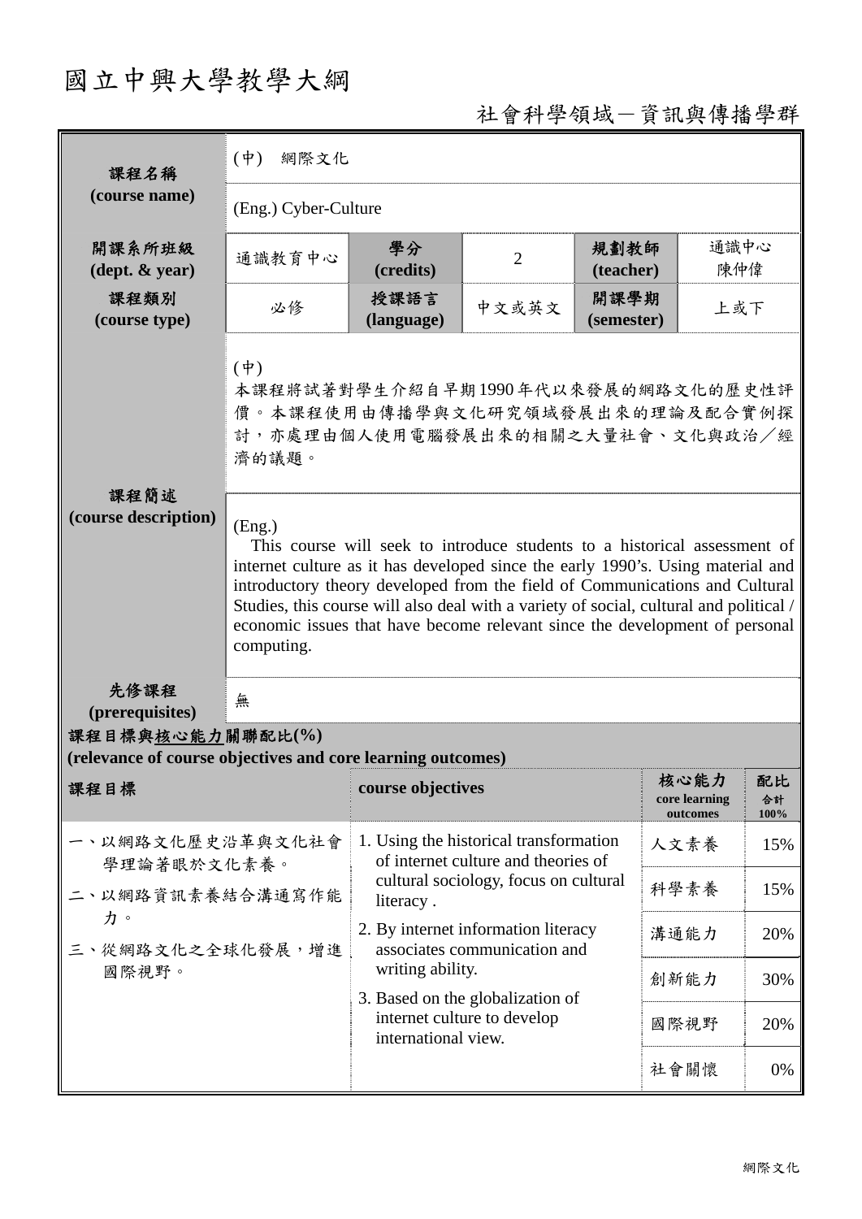# 國立中興大學教學大綱

社會科學領域－資訊與傳播學群

| 課程名稱 (course name) | (中) 網際文化 | | | | |
|---|---|---|---|---|---|
| | (Eng.) Cyber-Culture | | | | |
| 開課系所班級 (dept. & year) | 通識教育中心 | 學分 (credits) | 2 | 規劃教師 (teacher) | 通識中心 陳仲偉 |
| 課程類別 (course type) | 必修 | 授課語言 (language) | 中文或英文 | 開課學期 (semester) | 上或下 |
| 課程簡述 (course description) | (中) 本課程將試著對學生介紹自早期1990年代以來發展的網路文化的歷史性評價。本課程使用由傳播學與文化研究領域發展出來的理論及配合實例探討，亦處理由個人使用電腦發展出來的相關之大量社會、文化與政治／經濟的議題。 | | | | |
| | (Eng.) This course will seek to introduce students to a historical assessment of internet culture as it has developed since the early 1990's. Using material and introductory theory developed from the field of Communications and Cultural Studies, this course will also deal with a variety of social, cultural and political / economic issues that have become relevant since the development of personal computing. | | | | |
| 先修課程 (prerequisites) | 無 | | | | |

**課程目標與核心能力關聯配比(%)**
**(relevance of course objectives and core learning outcomes)**

| 課程目標 | course objectives | 核心能力 core learning outcomes | 配比 合計100% |
|---|---|---|---|
| 一、以網路文化歷史沿革與文化社會學理論著眼於文化素養。<br>二、以網路資訊素養結合溝通寫作能力。<br>三、從網路文化之全球化發展，增進國際視野。 | 1. Using the historical transformation of internet culture and theories of cultural sociology, focus on cultural literacy .<br>2. By internet information literacy associates communication and writing ability.<br>3. Based on the globalization of internet culture to develop international view. | 人文素養 | 15% |
| | | 科學素養 | 15% |
| | | 溝通能力 | 20% |
| | | 創新能力 | 30% |
| | | 國際視野 | 20% |
| | | 社會關懷 | 0% |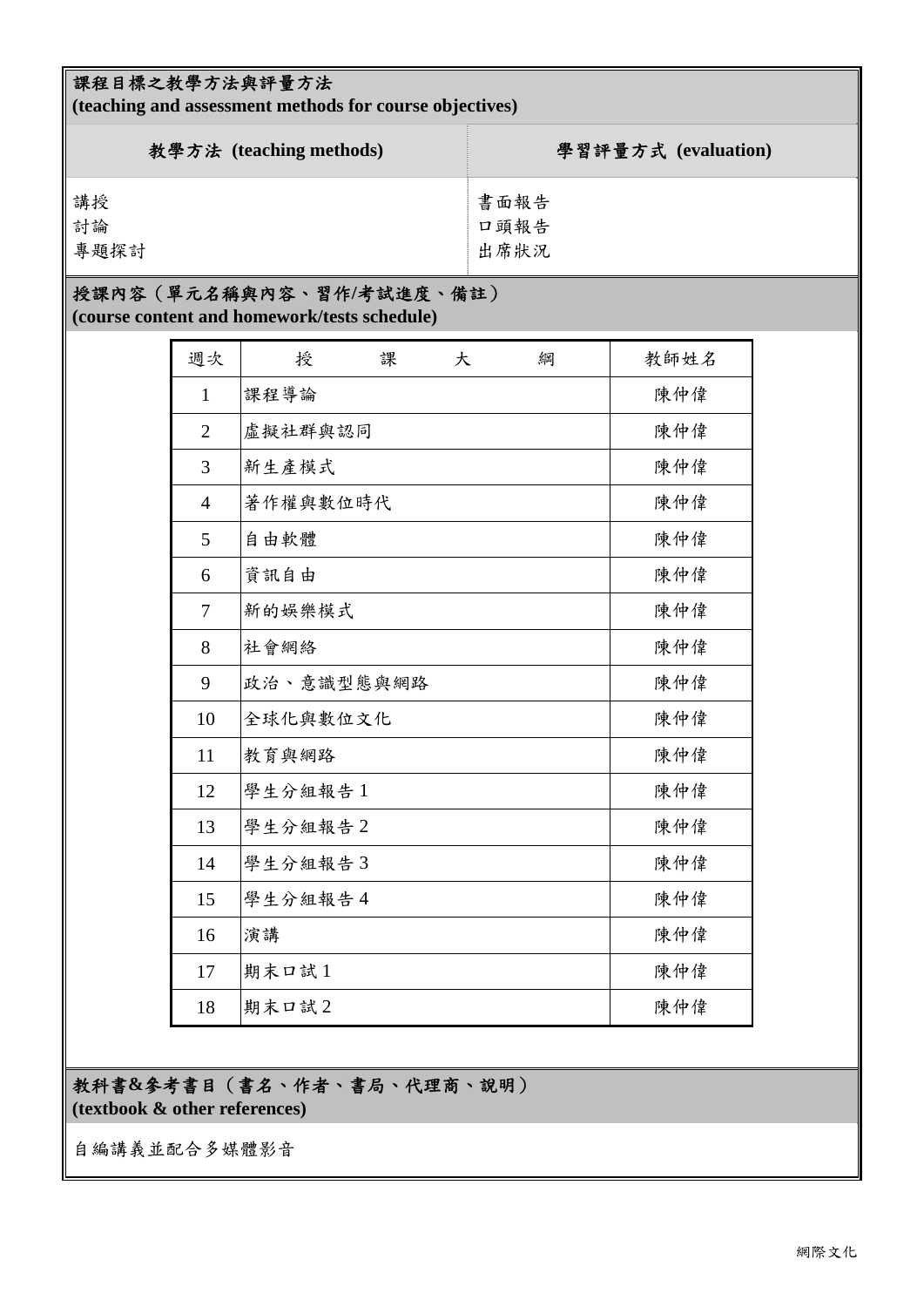## 課程目標之教學方法與評量方法
**(teaching and assessment methods for course objectives)**

| 教學方法 (teaching methods) | 學習評量方式 (evaluation) |
|---|---|
| 講授<br>討論<br>專題探討 | 書面報告<br>口頭報告<br>出席狀況 |

## 授課內容（單元名稱與內容、習作/考試進度、備註）
**(course content and homework/tests schedule)**

| 週次 | 授　課　大　綱 | 教師姓名 |
|---|---|---|
| 1 | 課程導論 | 陳仲偉 |
| 2 | 虛擬社群與認同 | 陳仲偉 |
| 3 | 新生產模式 | 陳仲偉 |
| 4 | 著作權與數位時代 | 陳仲偉 |
| 5 | 自由軟體 | 陳仲偉 |
| 6 | 資訊自由 | 陳仲偉 |
| 7 | 新的娛樂模式 | 陳仲偉 |
| 8 | 社會網絡 | 陳仲偉 |
| 9 | 政治、意識型態與網路 | 陳仲偉 |
| 10 | 全球化與數位文化 | 陳仲偉 |
| 11 | 教育與網路 | 陳仲偉 |
| 12 | 學生分組報告 1 | 陳仲偉 |
| 13 | 學生分組報告 2 | 陳仲偉 |
| 14 | 學生分組報告 3 | 陳仲偉 |
| 15 | 學生分組報告 4 | 陳仲偉 |
| 16 | 演講 | 陳仲偉 |
| 17 | 期末口試 1 | 陳仲偉 |
| 18 | 期末口試 2 | 陳仲偉 |

## 教科書&參考書目（書名、作者、書局、代理商、說明）
**(textbook & other references)**

自編講義並配合多媒體影音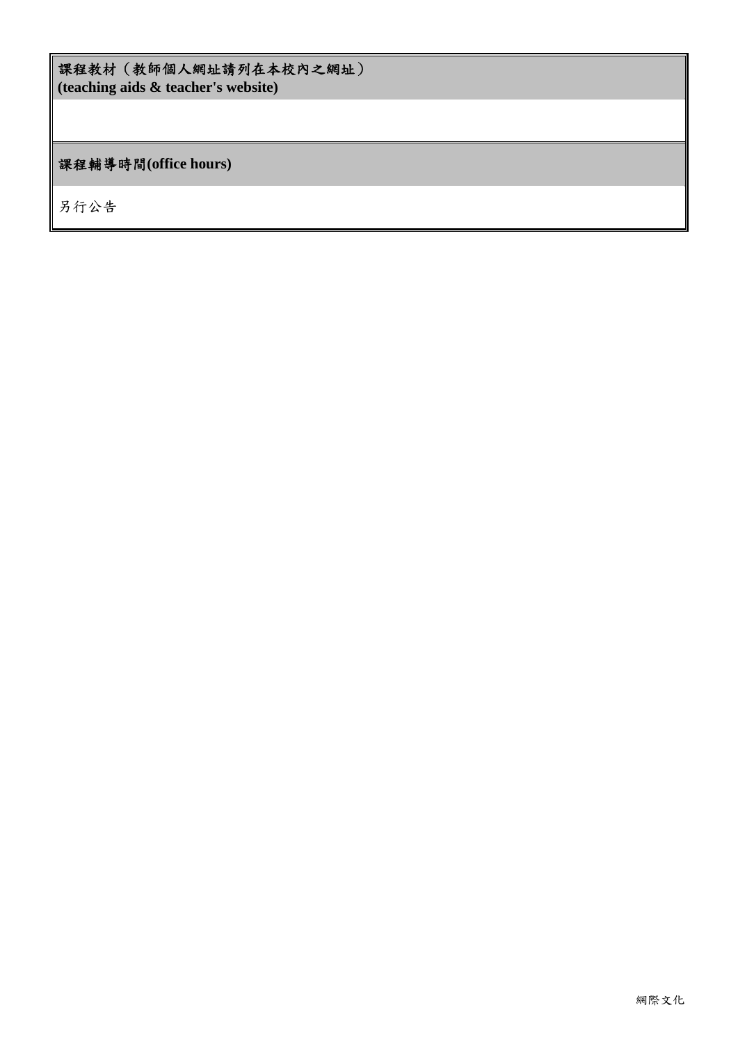| 課程教材（教師個人網址請列在本校內之網址）<br>**(teaching aids & teacher's website)** |
|---|
| |
| **課程輔導時間(office hours)** |
| 另行公告 |